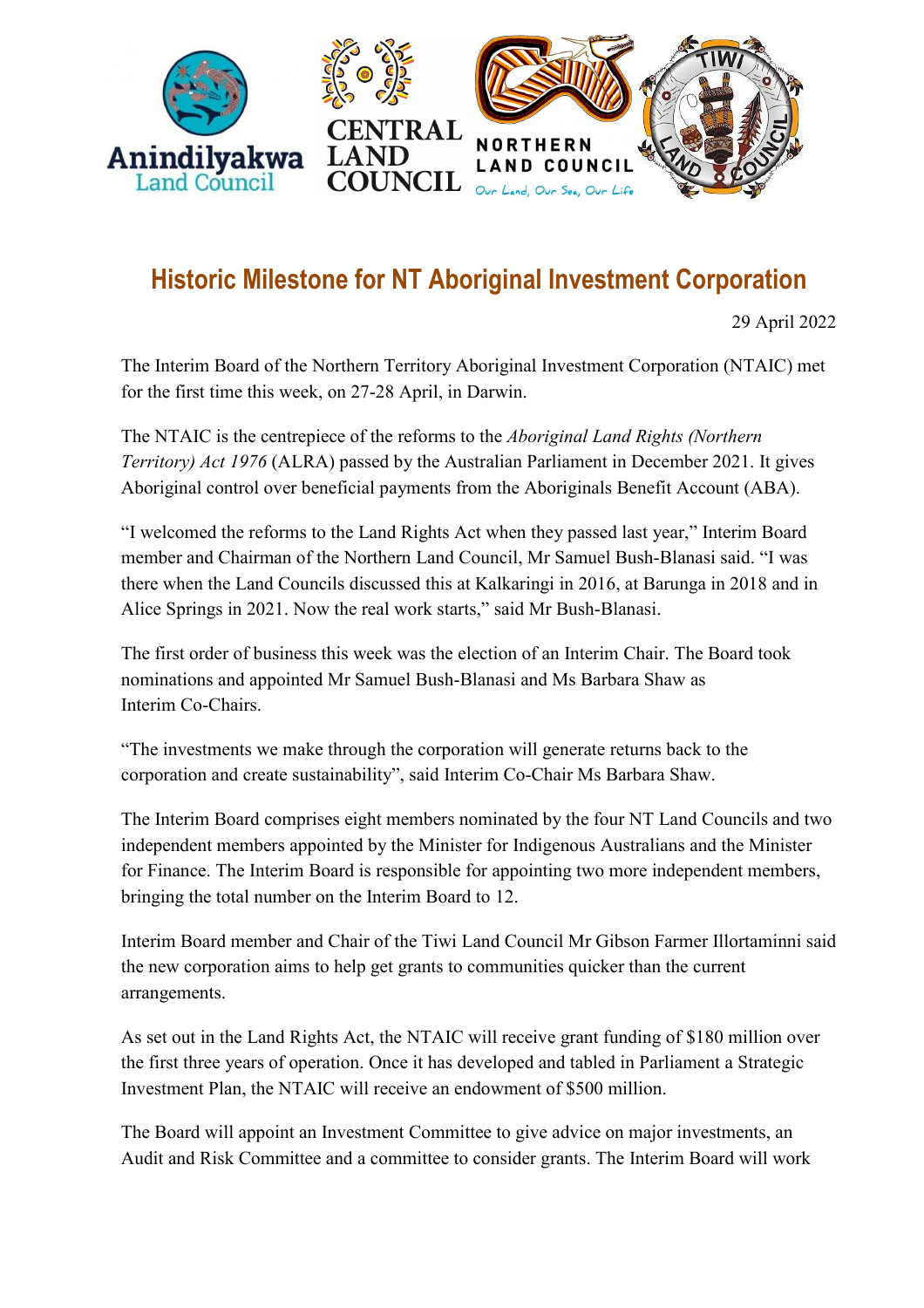Anindilyakwa Land Council | Central Land Council | Northern Land Council — Our Land, Our Sea, Our Life | Tiwi Land Council

# Historic Milestone for NT Aboriginal Investment Corporation

29 April 2022

The Interim Board of the Northern Territory Aboriginal Investment Corporation (NTAIC) met for the first time this week, on 27-28 April, in Darwin.

The NTAIC is the centrepiece of the reforms to the *Aboriginal Land Rights (Northern Territory) Act 1976* (ALRA) passed by the Australian Parliament in December 2021. It gives Aboriginal control over beneficial payments from the Aboriginals Benefit Account (ABA).

"I welcomed the reforms to the Land Rights Act when they passed last year," Interim Board member and Chairman of the Northern Land Council, Mr Samuel Bush-Blanasi said. "I was there when the Land Councils discussed this at Kalkaringi in 2016, at Barunga in 2018 and in Alice Springs in 2021. Now the real work starts," said Mr Bush-Blanasi.

The first order of business this week was the election of an Interim Chair. The Board took nominations and appointed Mr Samuel Bush-Blanasi and Ms Barbara Shaw as Interim Co-Chairs.

"The investments we make through the corporation will generate returns back to the corporation and create sustainability", said Interim Co-Chair Ms Barbara Shaw.

The Interim Board comprises eight members nominated by the four NT Land Councils and two independent members appointed by the Minister for Indigenous Australians and the Minister for Finance. The Interim Board is responsible for appointing two more independent members, bringing the total number on the Interim Board to 12.

Interim Board member and Chair of the Tiwi Land Council Mr Gibson Farmer Illortaminni said the new corporation aims to help get grants to communities quicker than the current arrangements.

As set out in the Land Rights Act, the NTAIC will receive grant funding of $180 million over the first three years of operation. Once it has developed and tabled in Parliament a Strategic Investment Plan, the NTAIC will receive an endowment of $500 million.

The Board will appoint an Investment Committee to give advice on major investments, an Audit and Risk Committee and a committee to consider grants. The Interim Board will work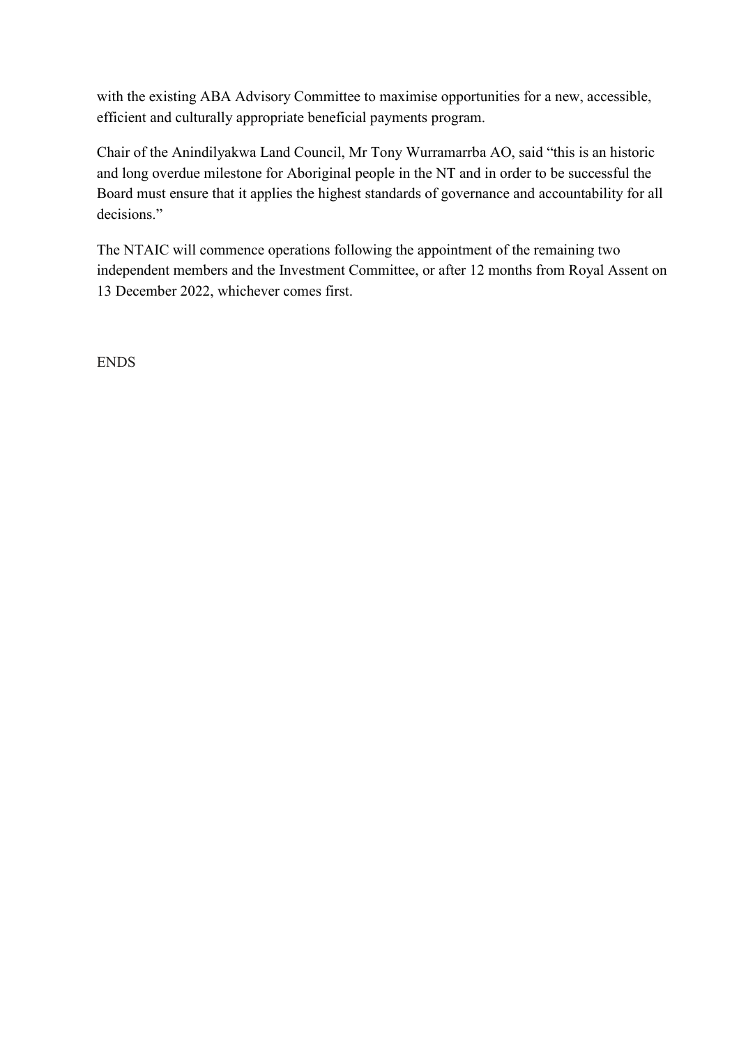with the existing ABA Advisory Committee to maximise opportunities for a new, accessible, efficient and culturally appropriate beneficial payments program.

Chair of the Anindilyakwa Land Council, Mr Tony Wurramarrba AO, said “this is an historic and long overdue milestone for Aboriginal people in the NT and in order to be successful the Board must ensure that it applies the highest standards of governance and accountability for all decisions.”

The NTAIC will commence operations following the appointment of the remaining two independent members and the Investment Committee, or after 12 months from Royal Assent on 13 December 2022, whichever comes first.

ENDS